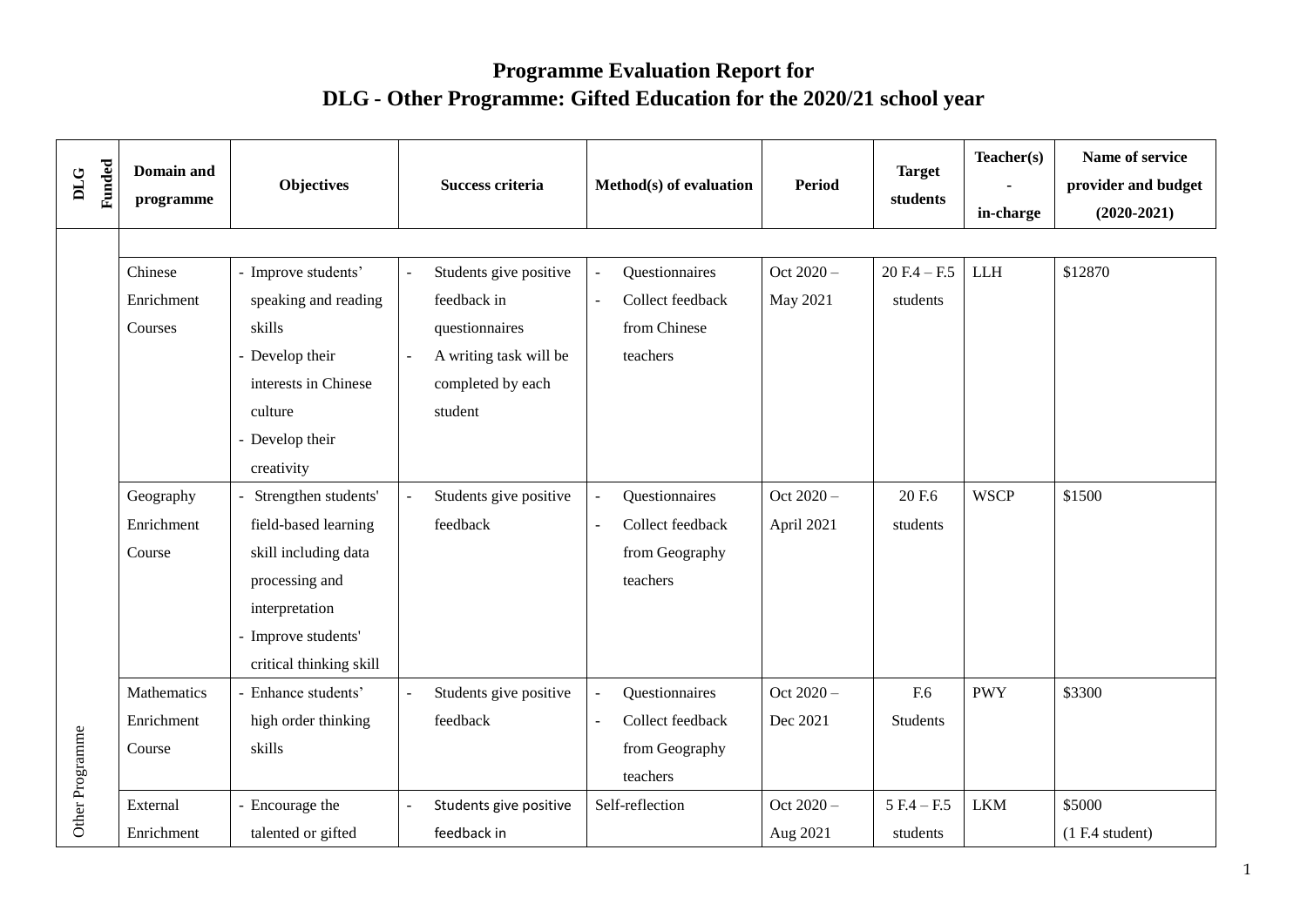# Programme Evaluation Report for DLG - Other Programme: Gifted Education for the 2020/21 school year

| DLG Funded | Domain and programme | Objectives | Success criteria | Method(s) of evaluation | Period | Target students | Teacher(s) - in-charge | Name of service provider and budget (2020-2021) |
|---|---|---|---|---|---|---|---|---|
| Other Programme | Chinese Enrichment Courses | - Improve students' speaking and reading skills<br>- Develop their interests in Chinese culture<br>- Develop their creativity | - Students give positive feedback in questionnaires<br>- A writing task will be completed by each student | - Questionnaires<br>- Collect feedback from Chinese teachers | Oct 2020 – May 2021 | 20 F.4 – F.5 students | LLH | $12870 |
| | Geography Enrichment Course | - Strengthen students' field-based learning skill including data processing and interpretation<br>- Improve students' critical thinking skill | - Students give positive feedback | - Questionnaires<br>- Collect feedback from Geography teachers | Oct 2020 – April 2021 | 20 F.6 students | WSCP | $1500 |
| | Mathematics Enrichment Course | - Enhance students' high order thinking skills | - Students give positive feedback | - Questionnaires<br>- Collect feedback from Geography teachers | Oct 2020 – Dec 2021 | F.6 Students | PWY | $3300 |
| | External Enrichment | - Encourage the talented or gifted | - Students give positive feedback in | Self-reflection | Oct 2020 – Aug 2021 | 5 F.4 – F.5 students | LKM | $5000<br>(1 F.4 student) |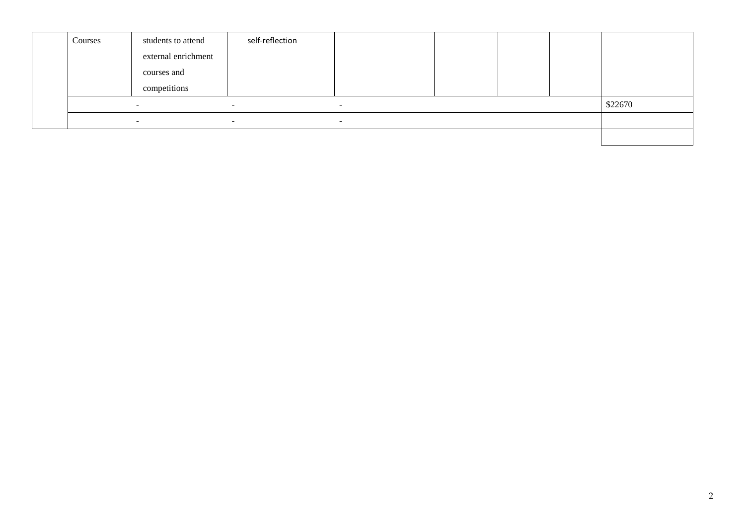| | | | | | | | | |
|---|---|---|---|---|---|---|---|---|
| | Courses | students to attend external enrichment courses and competitions | self-reflection | | | | | |
| | - | - | - | | | | | $22670 |
| | - | - | - | | | | | |
| | | | | | | | | |